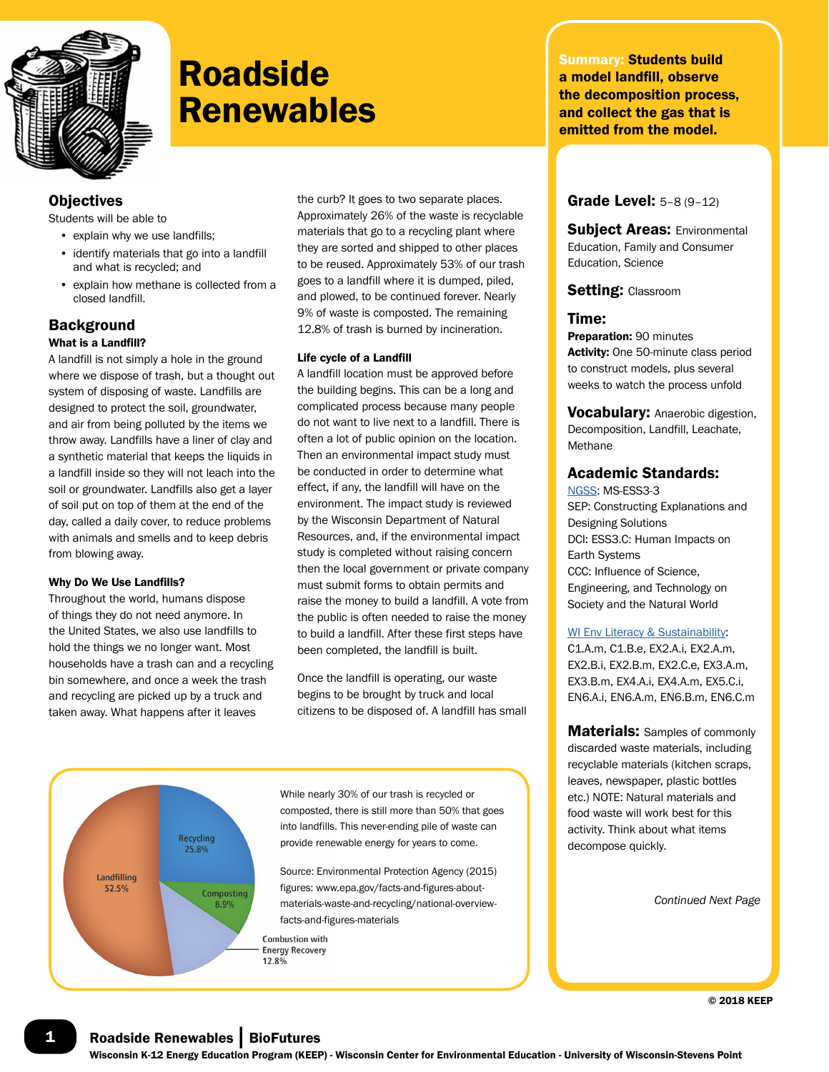# Roadside Renewables

**Summary: Students build a model landfill, observe the decomposition process, and collect the gas that is emitted from the model.**

**Grade Level:** 5–8 (9–12)

**Subject Areas:** Environmental Education, Family and Consumer Education, Science

**Setting:** Classroom

**Time:**
**Preparation:** 90 minutes
**Activity:** One 50-minute class period to construct models, plus several weeks to watch the process unfold

**Vocabulary:** Anaerobic digestion, Decomposition, Landfill, Leachate, Methane

**Academic Standards:**
NGSS: MS-ESS3-3
SEP: Constructing Explanations and Designing Solutions
DCI: ESS3.C: Human Impacts on Earth Systems
CCC: Influence of Science, Engineering, and Technology on Society and the Natural World

WI Env Literacy & Sustainability: C1.A.m, C1.B.e, EX2.A.i, EX2.A.m, EX2.B.i, EX2.B.m, EX2.C.e, EX3.A.m, EX3.B.m, EX4.A.i, EX4.A.m, EX5.C.i, EN6.A.i, EN6.A.m, EN6.B.m, EN6.C.m

**Materials:** Samples of commonly discarded waste materials, including recyclable materials (kitchen scraps, leaves, newspaper, plastic bottles etc.) NOTE: Natural materials and food waste will work best for this activity. Think about what items decompose quickly.

*Continued Next Page*

## Objectives

Students will be able to

- explain why we use landfills;
- identify materials that go into a landfill and what is recycled; and
- explain how methane is collected from a closed landfill.

## Background

### What is a Landfill?

A landfill is not simply a hole in the ground where we dispose of trash, but a thought out system of disposing of waste. Landfills are designed to protect the soil, groundwater, and air from being polluted by the items we throw away. Landfills have a liner of clay and a synthetic material that keeps the liquids in a landfill inside so they will not leach into the soil or groundwater. Landfills also get a layer of soil put on top of them at the end of the day, called a daily cover, to reduce problems with animals and smells and to keep debris from blowing away.

### Why Do We Use Landfills?

Throughout the world, humans dispose of things they do not need anymore. In the United States, we also use landfills to hold the things we no longer want. Most households have a trash can and a recycling bin somewhere, and once a week the trash and recycling are picked up by a truck and taken away. What happens after it leaves the curb? It goes to two separate places. Approximately 26% of the waste is recyclable materials that go to a recycling plant where they are sorted and shipped to other places to be reused. Approximately 53% of our trash goes to a landfill where it is dumped, piled, and plowed, to be continued forever. Nearly 9% of waste is composted. The remaining 12.8% of trash is burned by incineration.

### Life cycle of a Landfill

A landfill location must be approved before the building begins. This can be a long and complicated process because many people do not want to live next to a landfill. There is often a lot of public opinion on the location. Then an environmental impact study must be conducted in order to determine what effect, if any, the landfill will have on the environment. The impact study is reviewed by the Wisconsin Department of Natural Resources, and, if the environmental impact study is completed without raising concern then the local government or private company must submit forms to obtain permits and raise the money to build a landfill. A vote from the public is often needed to raise the money to build a landfill. After these first steps have been completed, the landfill is built.

Once the landfill is operating, our waste begins to be brought by truck and local citizens to be disposed of. A landfill has small

| Category | Percent |
|---|---|
| Landfilling | 52.5% |
| Recycling | 25.8% |
| Composting | 8.9% |
| Combustion with Energy Recovery | 12.8% |

While nearly 30% of our trash is recycled or composted, there is still more than 50% that goes into landfills. This never-ending pile of waste can provide renewable energy for years to come.

Source: Environmental Protection Agency (2015) figures: www.epa.gov/facts-and-figures-about-materials-waste-and-recycling/national-overview-facts-and-figures-materials

© 2018 KEEP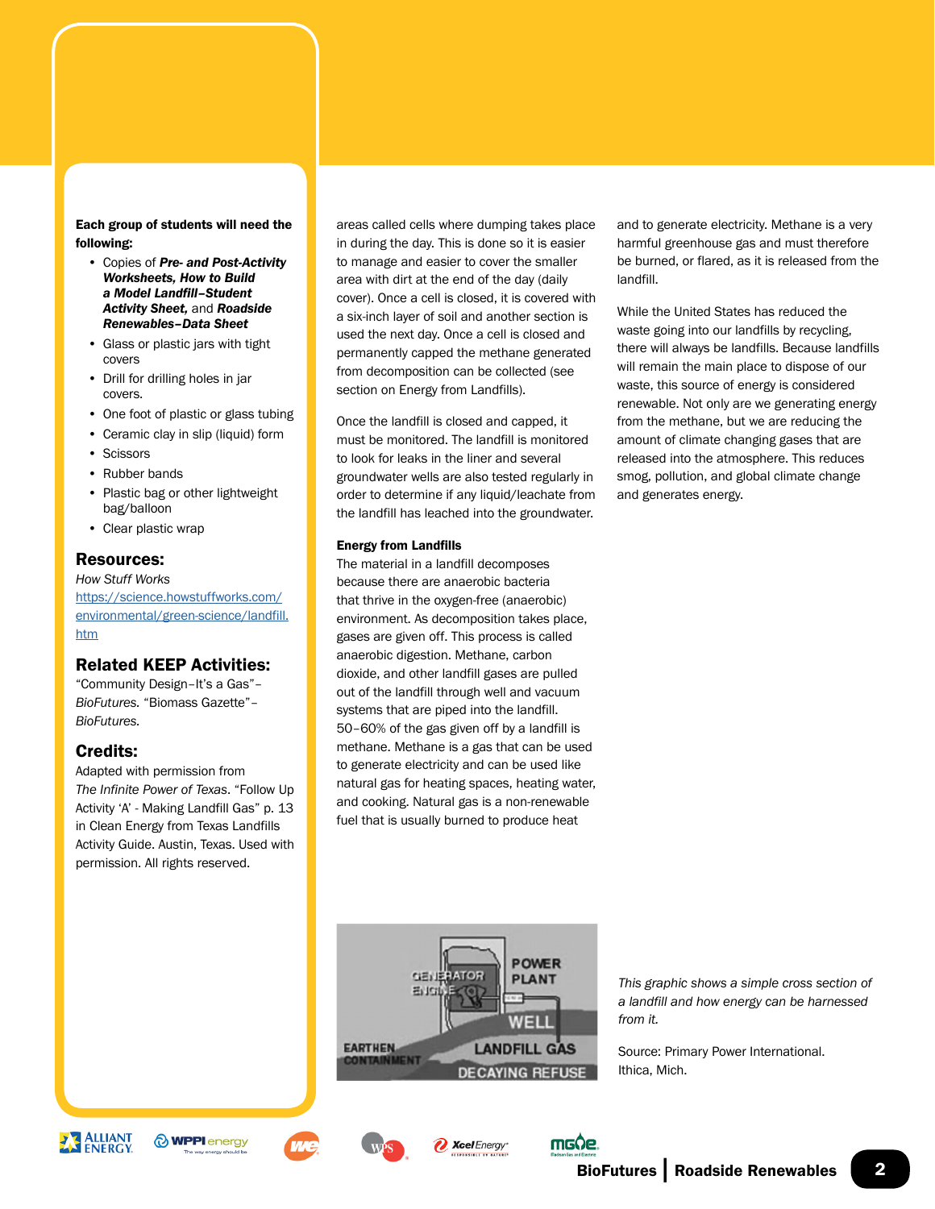**Each group of students will need the following:**

- Copies of ***Pre- and Post-Activity Worksheets, How to Build a Model Landfill–Student Activity Sheet,*** and ***Roadside Renewables–Data Sheet***
- Glass or plastic jars with tight covers
- Drill for drilling holes in jar covers.
- One foot of plastic or glass tubing
- Ceramic clay in slip (liquid) form
- Scissors
- Rubber bands
- Plastic bag or other lightweight bag/balloon
- Clear plastic wrap

## Resources:

*How Stuff Works*
https://science.howstuffworks.com/environmental/green-science/landfill.htm

## Related KEEP Activities:

"Community Design–It's a Gas"–*BioFutures.* "Biomass Gazette"–*BioFutures.*

## Credits:

Adapted with permission from *The Infinite Power of Texas.* "Follow Up Activity 'A' - Making Landfill Gas" p. 13 in Clean Energy from Texas Landfills Activity Guide. Austin, Texas. Used with permission. All rights reserved.

areas called cells where dumping takes place in during the day. This is done so it is easier to manage and easier to cover the smaller area with dirt at the end of the day (daily cover). Once a cell is closed, it is covered with a six-inch layer of soil and another section is used the next day. Once a cell is closed and permanently capped the methane generated from decomposition can be collected (see section on Energy from Landfills).

Once the landfill is closed and capped, it must be monitored. The landfill is monitored to look for leaks in the liner and several groundwater wells are also tested regularly in order to determine if any liquid/leachate from the landfill has leached into the groundwater.

**Energy from Landfills**

The material in a landfill decomposes because there are anaerobic bacteria that thrive in the oxygen-free (anaerobic) environment. As decomposition takes place, gases are given off. This process is called anaerobic digestion. Methane, carbon dioxide, and other landfill gases are pulled out of the landfill through well and vacuum systems that are piped into the landfill. 50–60% of the gas given off by a landfill is methane. Methane is a gas that can be used to generate electricity and can be used like natural gas for heating spaces, heating water, and cooking. Natural gas is a non-renewable fuel that is usually burned to produce heat and to generate electricity. Methane is a very harmful greenhouse gas and must therefore be burned, or flared, as it is released from the landfill.

While the United States has reduced the waste going into our landfills by recycling, there will always be landfills. Because landfills will remain the main place to dispose of our waste, this source of energy is considered renewable. Not only are we generating energy from the methane, but we are reducing the amount of climate changing gases that are released into the atmosphere. This reduces smog, pollution, and global climate change and generates energy.

*This graphic shows a simple cross section of a landfill and how energy can be harnessed from it.*

Source: Primary Power International. Ithica, Mich.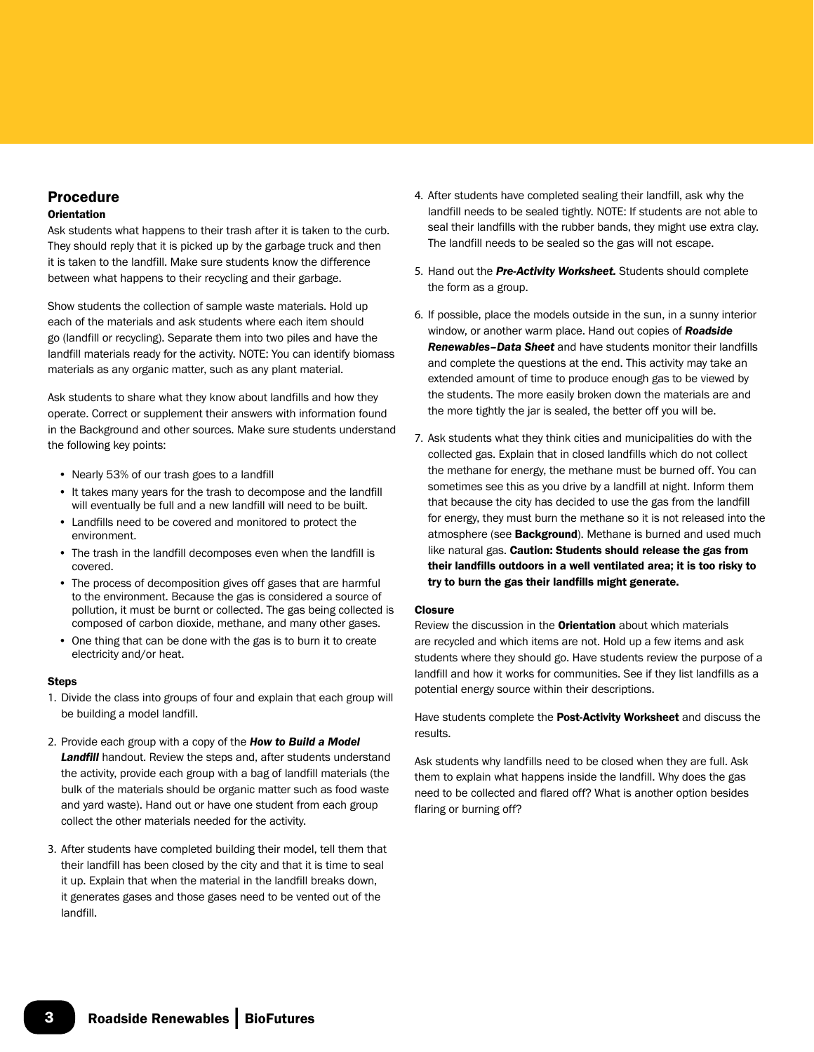## Procedure

### Orientation

Ask students what happens to their trash after it is taken to the curb. They should reply that it is picked up by the garbage truck and then it is taken to the landfill. Make sure students know the difference between what happens to their recycling and their garbage.

Show students the collection of sample waste materials. Hold up each of the materials and ask students where each item should go (landfill or recycling). Separate them into two piles and have the landfill materials ready for the activity. NOTE: You can identify biomass materials as any organic matter, such as any plant material.

Ask students to share what they know about landfills and how they operate. Correct or supplement their answers with information found in the Background and other sources. Make sure students understand the following key points:

- Nearly 53% of our trash goes to a landfill
- It takes many years for the trash to decompose and the landfill will eventually be full and a new landfill will need to be built.
- Landfills need to be covered and monitored to protect the environment.
- The trash in the landfill decomposes even when the landfill is covered.
- The process of decomposition gives off gases that are harmful to the environment. Because the gas is considered a source of pollution, it must be burnt or collected. The gas being collected is composed of carbon dioxide, methane, and many other gases.
- One thing that can be done with the gas is to burn it to create electricity and/or heat.

### Steps

1. Divide the class into groups of four and explain that each group will be building a model landfill.
2. Provide each group with a copy of the ***How to Build a Model Landfill*** handout. Review the steps and, after students understand the activity, provide each group with a bag of landfill materials (the bulk of the materials should be organic matter such as food waste and yard waste). Hand out or have one student from each group collect the other materials needed for the activity.
3. After students have completed building their model, tell them that their landfill has been closed by the city and that it is time to seal it up. Explain that when the material in the landfill breaks down, it generates gases and those gases need to be vented out of the landfill.
4. After students have completed sealing their landfill, ask why the landfill needs to be sealed tightly. NOTE: If students are not able to seal their landfills with the rubber bands, they might use extra clay. The landfill needs to be sealed so the gas will not escape.
5. Hand out the ***Pre-Activity Worksheet.*** Students should complete the form as a group.
6. If possible, place the models outside in the sun, in a sunny interior window, or another warm place. Hand out copies of ***Roadside Renewables–Data Sheet*** and have students monitor their landfills and complete the questions at the end. This activity may take an extended amount of time to produce enough gas to be viewed by the students. The more easily broken down the materials are and the more tightly the jar is sealed, the better off you will be.
7. Ask students what they think cities and municipalities do with the collected gas. Explain that in closed landfills which do not collect the methane for energy, the methane must be burned off. You can sometimes see this as you drive by a landfill at night. Inform them that because the city has decided to use the gas from the landfill for energy, they must burn the methane so it is not released into the atmosphere (see **Background**). Methane is burned and used much like natural gas. **Caution: Students should release the gas from their landfills outdoors in a well ventilated area; it is too risky to try to burn the gas their landfills might generate.**

### Closure

Review the discussion in the **Orientation** about which materials are recycled and which items are not. Hold up a few items and ask students where they should go. Have students review the purpose of a landfill and how it works for communities. See if they list landfills as a potential energy source within their descriptions.

Have students complete the **Post-Activity Worksheet** and discuss the results.

Ask students why landfills need to be closed when they are full. Ask them to explain what happens inside the landfill. Why does the gas need to be collected and flared off? What is another option besides flaring or burning off?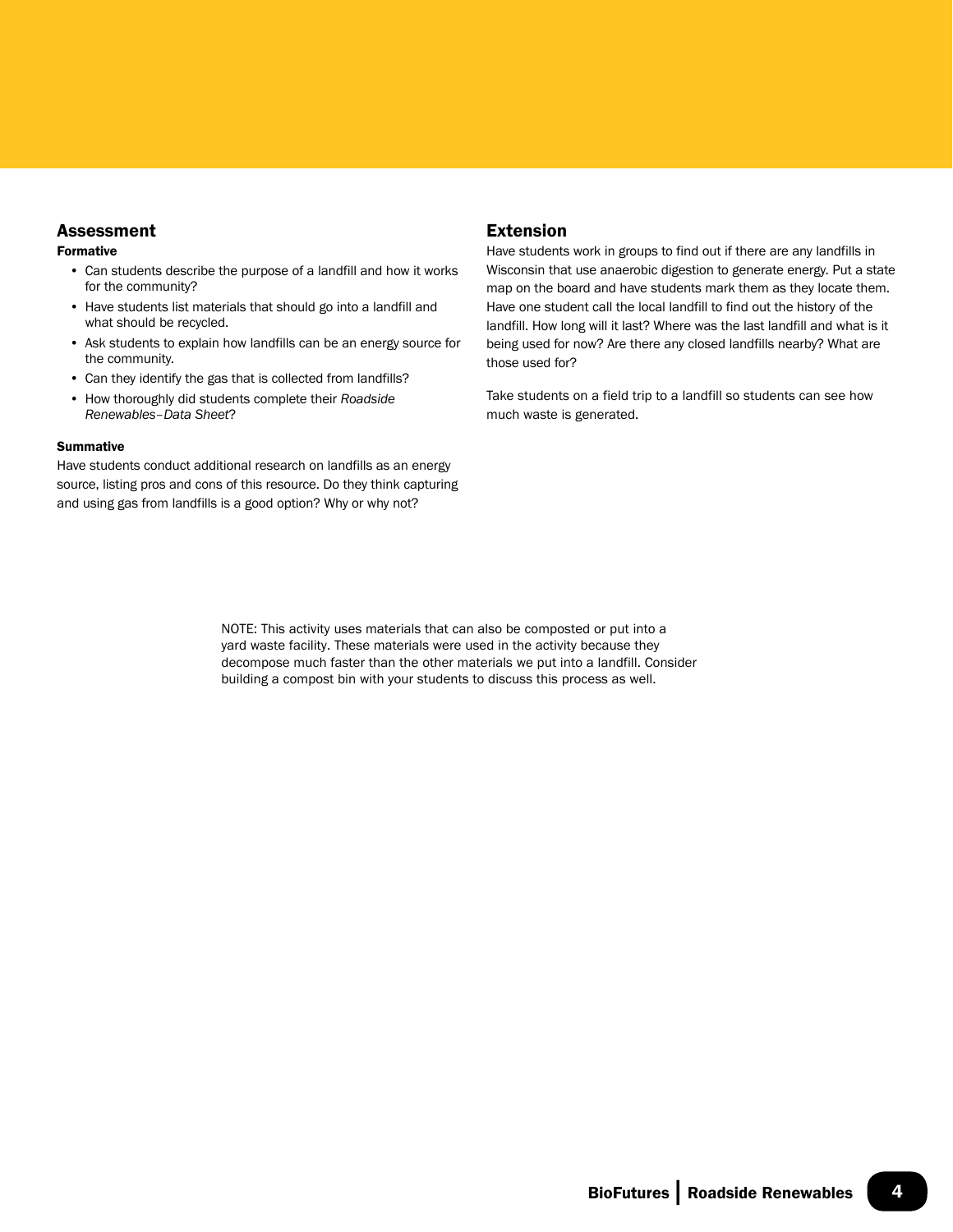## Assessment

### Formative

- Can students describe the purpose of a landfill and how it works for the community?
- Have students list materials that should go into a landfill and what should be recycled.
- Ask students to explain how landfills can be an energy source for the community.
- Can they identify the gas that is collected from landfills?
- How thoroughly did students complete their *Roadside Renewables–Data Sheet*?

### Summative

Have students conduct additional research on landfills as an energy source, listing pros and cons of this resource. Do they think capturing and using gas from landfills is a good option? Why or why not?

## Extension

Have students work in groups to find out if there are any landfills in Wisconsin that use anaerobic digestion to generate energy. Put a state map on the board and have students mark them as they locate them. Have one student call the local landfill to find out the history of the landfill. How long will it last? Where was the last landfill and what is it being used for now? Are there any closed landfills nearby? What are those used for?

Take students on a field trip to a landfill so students can see how much waste is generated.

NOTE: This activity uses materials that can also be composted or put into a yard waste facility. These materials were used in the activity because they decompose much faster than the other materials we put into a landfill. Consider building a compost bin with your students to discuss this process as well.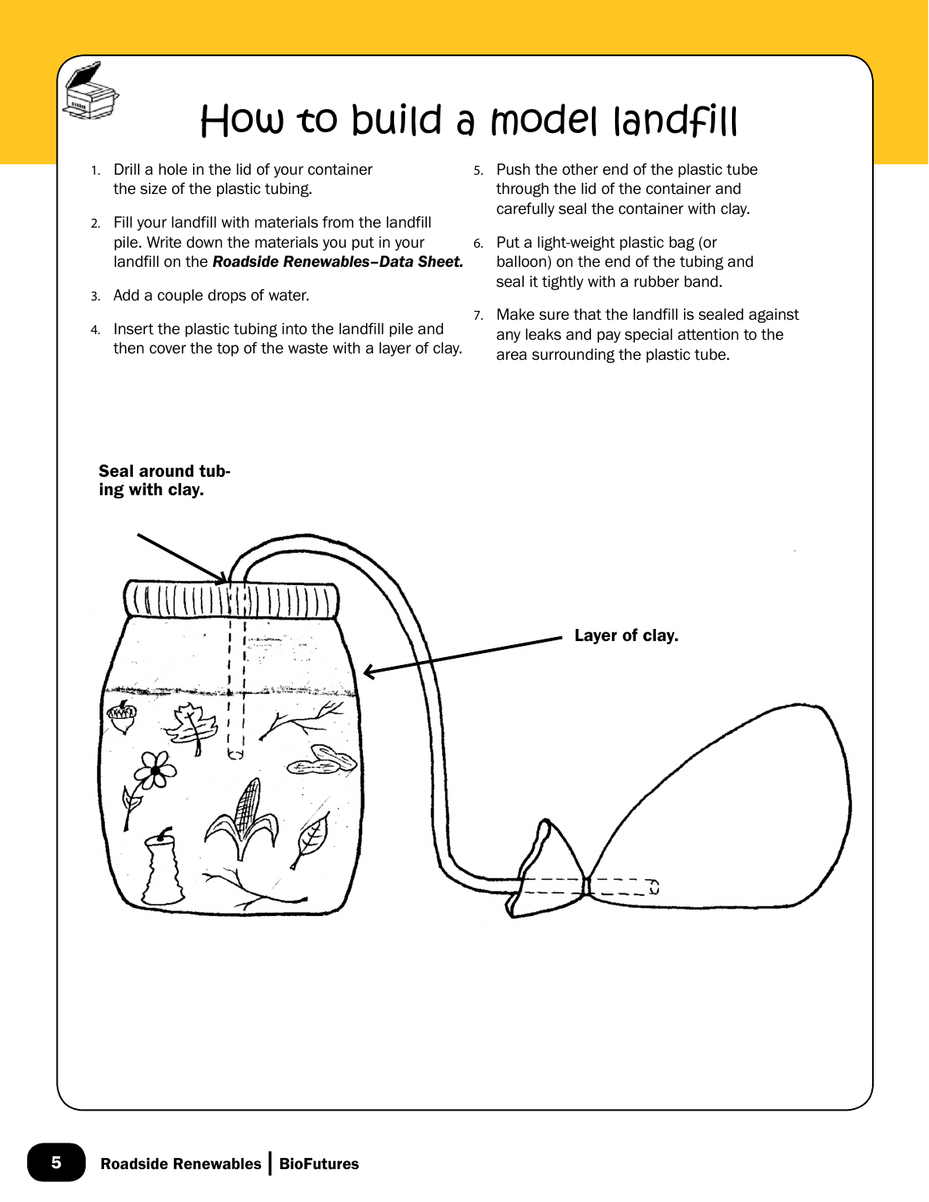# How to build a model landfill

1. Drill a hole in the lid of your container the size of the plastic tubing.
2. Fill your landfill with materials from the landfill pile. Write down the materials you put in your landfill on the ***Roadside Renewables–Data Sheet.***
3. Add a couple drops of water.
4. Insert the plastic tubing into the landfill pile and then cover the top of the waste with a layer of clay.
5. Push the other end of the plastic tube through the lid of the container and carefully seal the container with clay.
6. Put a light-weight plastic bag (or balloon) on the end of the tubing and seal it tightly with a rubber band.
7. Make sure that the landfill is sealed against any leaks and pay special attention to the area surrounding the plastic tube.

**Seal around tubing with clay.**

**Layer of clay.**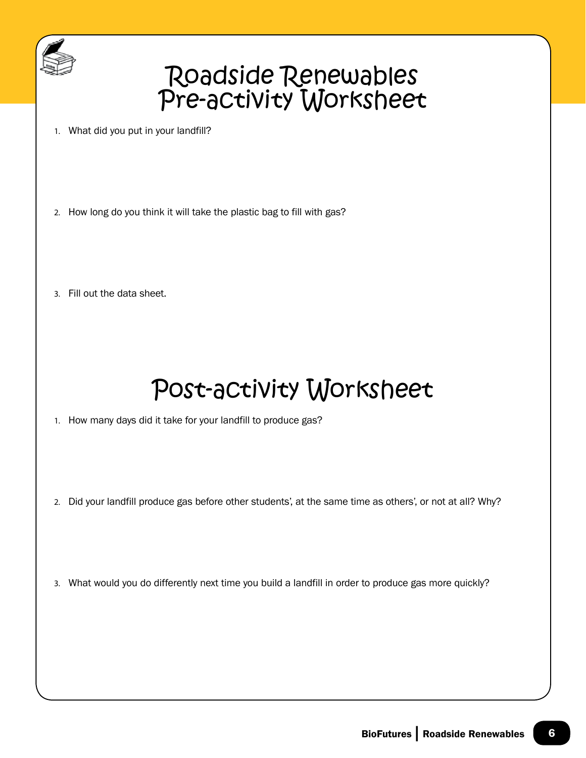# Roadside Renewables Pre-activity Worksheet

1. What did you put in your landfill?

2. How long do you think it will take the plastic bag to fill with gas?

3. Fill out the data sheet.

# Post-activity Worksheet

1. How many days did it take for your landfill to produce gas?

2. Did your landfill produce gas before other students', at the same time as others', or not at all? Why?

3. What would you do differently next time you build a landfill in order to produce gas more quickly?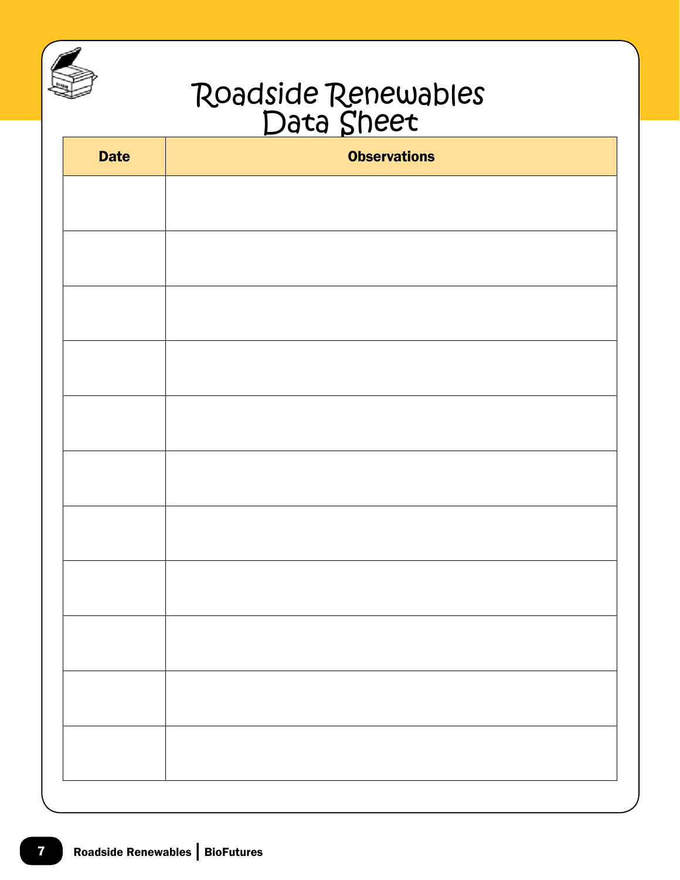# Roadside Renewables Data Sheet

| Date | Observations |
| --- | --- |
| | |
| | |
| | |
| | |
| | |
| | |
| | |
| | |
| | |
| | |
| | |